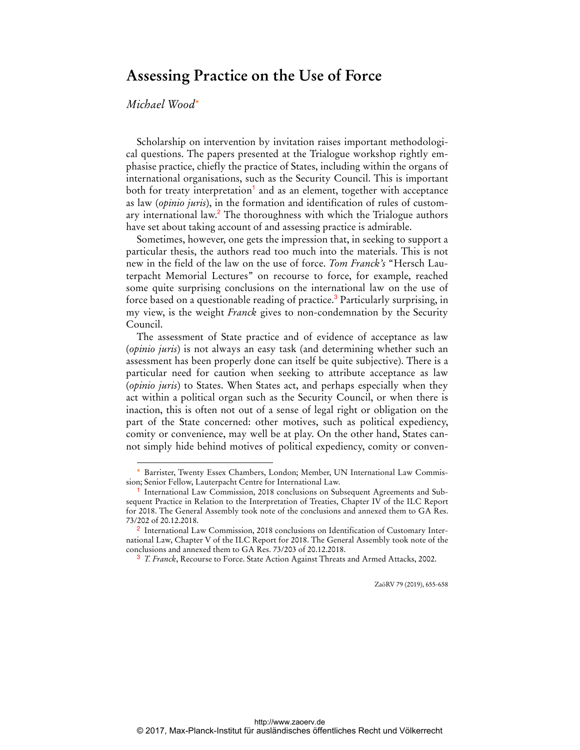# Assessing Practice on the Use of Force

*Michael Wood*[*]

Scholarship on intervention by invitation raises important methodological questions. The papers presented at the Trialogue workshop rightly emphasise practice, chiefly the practice of States, including within the organs of international organisations, such as the Security Council. This is important both for treaty interpretation[1] and as an element, together with acceptance as law (*opinio juris*), in the formation and identification of rules of customary international law.[2] The thoroughness with which the Trialogue authors have set about taking account of and assessing practice is admirable.

Sometimes, however, one gets the impression that, in seeking to support a particular thesis, the authors read too much into the materials. This is not new in the field of the law on the use of force. *Tom Franck's* "Hersch Lauterpacht Memorial Lectures" on recourse to force, for example, reached some quite surprising conclusions on the international law on the use of force based on a questionable reading of practice.[3] Particularly surprising, in my view, is the weight *Franck* gives to non-condemnation by the Security Council.

The assessment of State practice and of evidence of acceptance as law (*opinio juris*) is not always an easy task (and determining whether such an assessment has been properly done can itself be quite subjective). There is a particular need for caution when seeking to attribute acceptance as law (*opinio juris*) to States. When States act, and perhaps especially when they act within a political organ such as the Security Council, or when there is inaction, this is often not out of a sense of legal right or obligation on the part of the State concerned: other motives, such as political expediency, comity or convenience, may well be at play. On the other hand, States cannot simply hide behind motives of political expediency, comity or conven-

---

[*] Barrister, Twenty Essex Chambers, London; Member, UN International Law Commission; Senior Fellow, Lauterpacht Centre for International Law.

[1] International Law Commission, 2018 conclusions on Subsequent Agreements and Subsequent Practice in Relation to the Interpretation of Treaties, Chapter IV of the ILC Report for 2018. The General Assembly took note of the conclusions and annexed them to GA Res. 73/202 of 20.12.2018.

[2] International Law Commission, 2018 conclusions on Identification of Customary International Law, Chapter V of the ILC Report for 2018. The General Assembly took note of the conclusions and annexed them to GA Res. 73/203 of 20.12.2018.

[3] *T. Franck*, Recourse to Force. State Action Against Threats and Armed Attacks, 2002.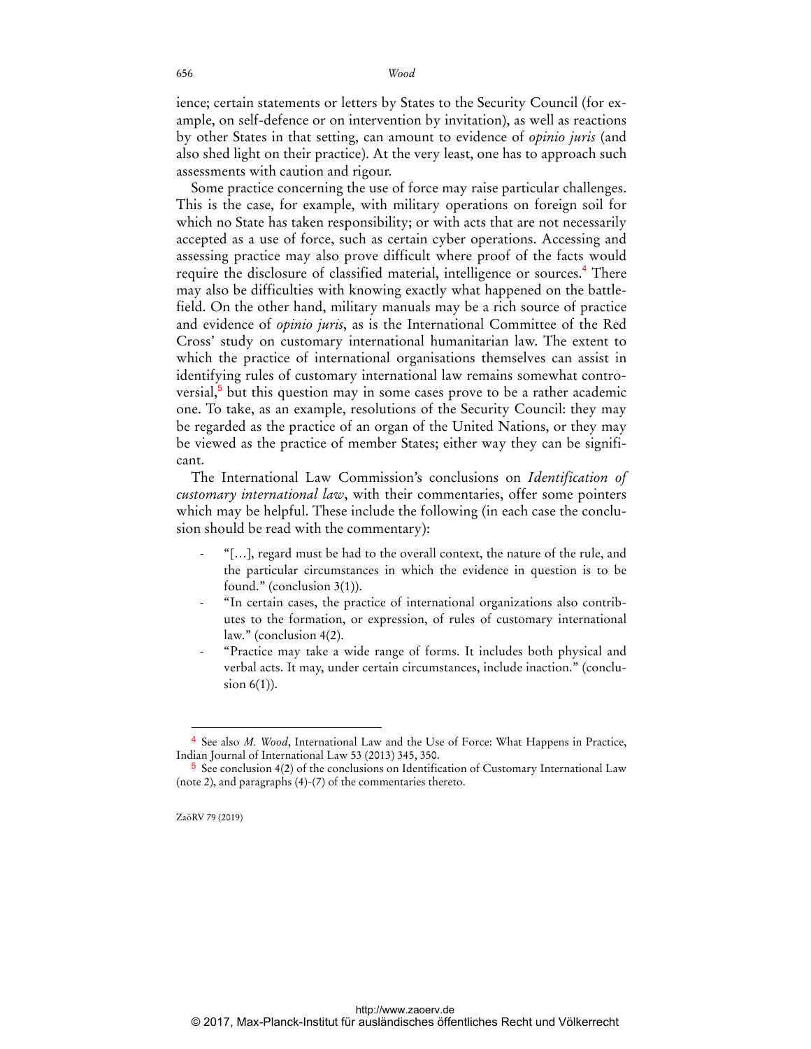ience; certain statements or letters by States to the Security Council (for example, on self-defence or on intervention by invitation), as well as reactions by other States in that setting, can amount to evidence of *opinio juris* (and also shed light on their practice). At the very least, one has to approach such assessments with caution and rigour.

Some practice concerning the use of force may raise particular challenges. This is the case, for example, with military operations on foreign soil for which no State has taken responsibility; or with acts that are not necessarily accepted as a use of force, such as certain cyber operations. Accessing and assessing practice may also prove difficult where proof of the facts would require the disclosure of classified material, intelligence or sources.[4] There may also be difficulties with knowing exactly what happened on the battlefield. On the other hand, military manuals may be a rich source of practice and evidence of *opinio juris*, as is the International Committee of the Red Cross' study on customary international humanitarian law. The extent to which the practice of international organisations themselves can assist in identifying rules of customary international law remains somewhat controversial,[5] but this question may in some cases prove to be a rather academic one. To take, as an example, resolutions of the Security Council: they may be regarded as the practice of an organ of the United Nations, or they may be viewed as the practice of member States; either way they can be significant.

The International Law Commission's conclusions on *Identification of customary international law*, with their commentaries, offer some pointers which may be helpful. These include the following (in each case the conclusion should be read with the commentary):

- "[…], regard must be had to the overall context, the nature of the rule, and the particular circumstances in which the evidence in question is to be found." (conclusion 3(1)).
- "In certain cases, the practice of international organizations also contributes to the formation, or expression, of rules of customary international law." (conclusion 4(2).
- "Practice may take a wide range of forms. It includes both physical and verbal acts. It may, under certain circumstances, include inaction." (conclusion 6(1)).

---

[4] See also *M. Wood*, International Law and the Use of Force: What Happens in Practice, Indian Journal of International Law 53 (2013) 345, 350.

[5] See conclusion 4(2) of the conclusions on Identification of Customary International Law (note 2), and paragraphs (4)-(7) of the commentaries thereto.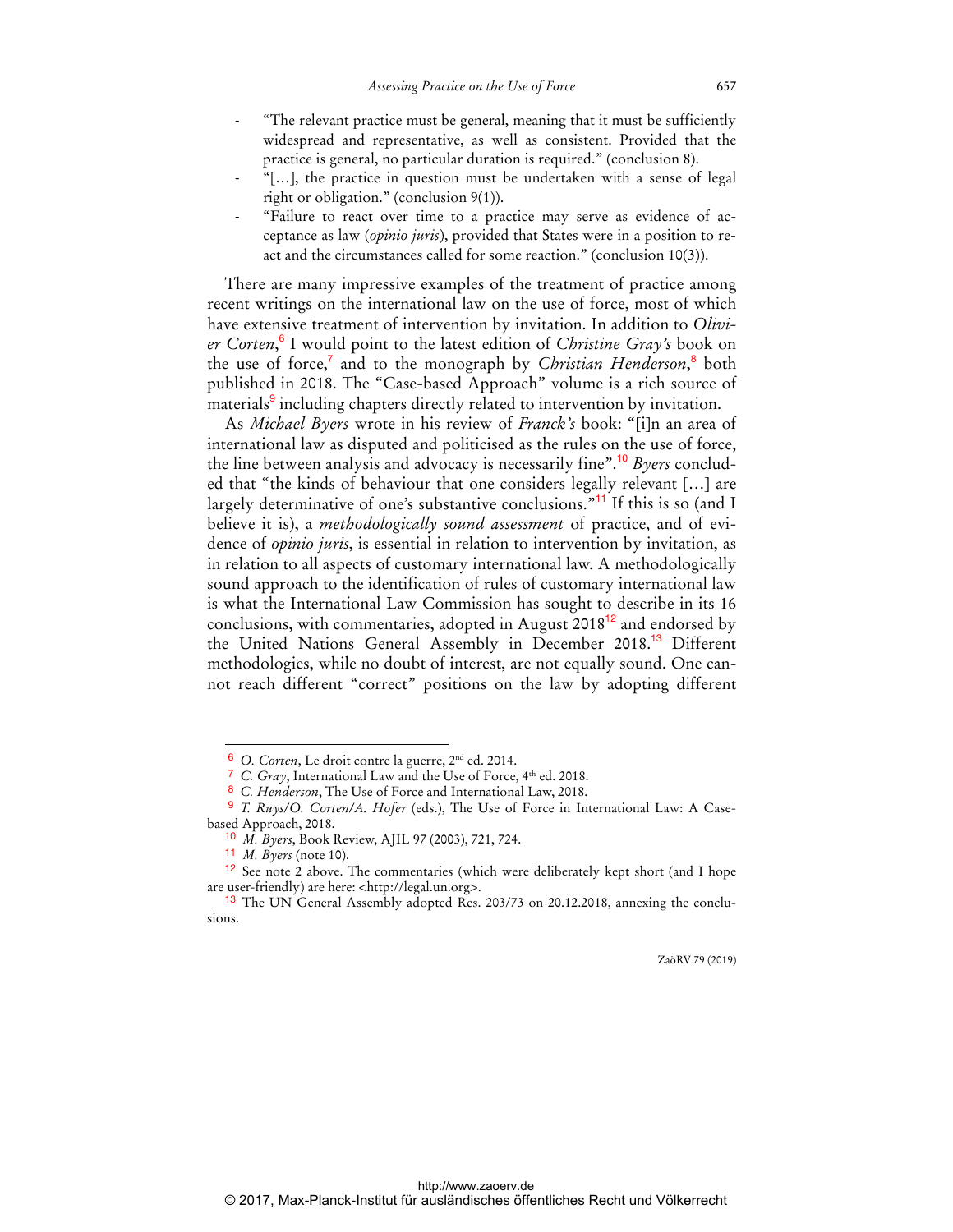- "The relevant practice must be general, meaning that it must be sufficiently widespread and representative, as well as consistent. Provided that the practice is general, no particular duration is required." (conclusion 8).
- "[…], the practice in question must be undertaken with a sense of legal right or obligation." (conclusion 9(1)).
- "Failure to react over time to a practice may serve as evidence of acceptance as law (*opinio juris*), provided that States were in a position to react and the circumstances called for some reaction." (conclusion 10(3)).

There are many impressive examples of the treatment of practice among recent writings on the international law on the use of force, most of which have extensive treatment of intervention by invitation. In addition to *Olivier Corten*,[6] I would point to the latest edition of *Christine Gray's* book on the use of force,[7] and to the monograph by *Christian Henderson*,[8] both published in 2018. The "Case-based Approach" volume is a rich source of materials[9] including chapters directly related to intervention by invitation.

As *Michael Byers* wrote in his review of *Franck's* book: "[i]n an area of international law as disputed and politicised as the rules on the use of force, the line between analysis and advocacy is necessarily fine".[10] *Byers* concluded that "the kinds of behaviour that one considers legally relevant […] are largely determinative of one's substantive conclusions."[11] If this is so (and I believe it is), a *methodologically sound assessment* of practice, and of evidence of *opinio juris*, is essential in relation to intervention by invitation, as in relation to all aspects of customary international law. A methodologically sound approach to the identification of rules of customary international law is what the International Law Commission has sought to describe in its 16 conclusions, with commentaries, adopted in August 2018[12] and endorsed by the United Nations General Assembly in December 2018.[13] Different methodologies, while no doubt of interest, are not equally sound. One cannot reach different "correct" positions on the law by adopting different

---

[6] *O. Corten*, Le droit contre la guerre, 2nd ed. 2014.

[7] *C. Gray*, International Law and the Use of Force, 4th ed. 2018.

[8] *C. Henderson*, The Use of Force and International Law, 2018.

[9] *T. Ruys/O. Corten/A. Hofer* (eds.), The Use of Force in International Law: A Case-based Approach, 2018.

[10] *M. Byers*, Book Review, AJIL 97 (2003), 721, 724.

[11] *M. Byers* (note 10).

[12] See note 2 above. The commentaries (which were deliberately kept short (and I hope are user-friendly) are here: <http://legal.un.org>.

[13] The UN General Assembly adopted Res. 203/73 on 20.12.2018, annexing the conclusions.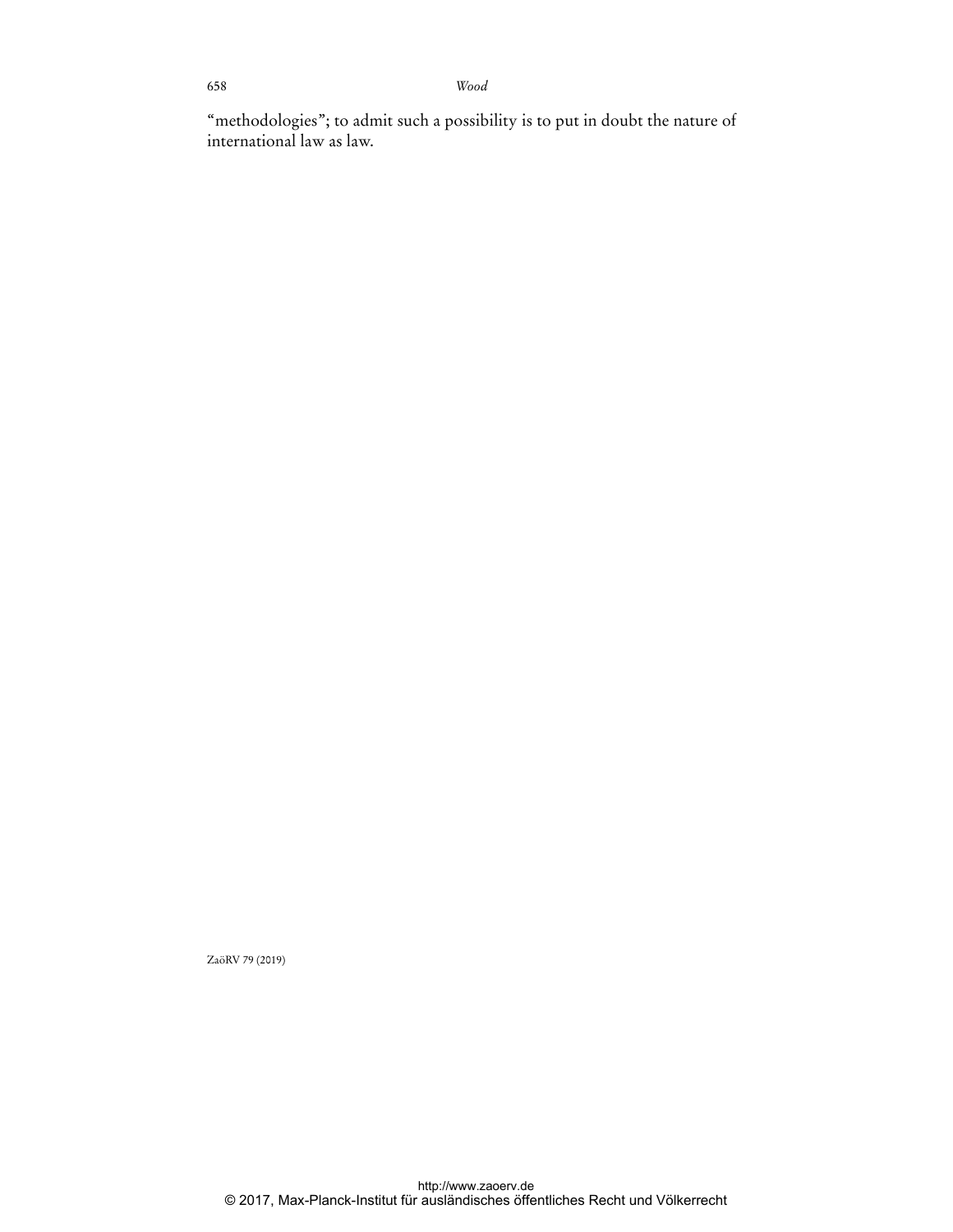"methodologies"; to admit such a possibility is to put in doubt the nature of international law as law.